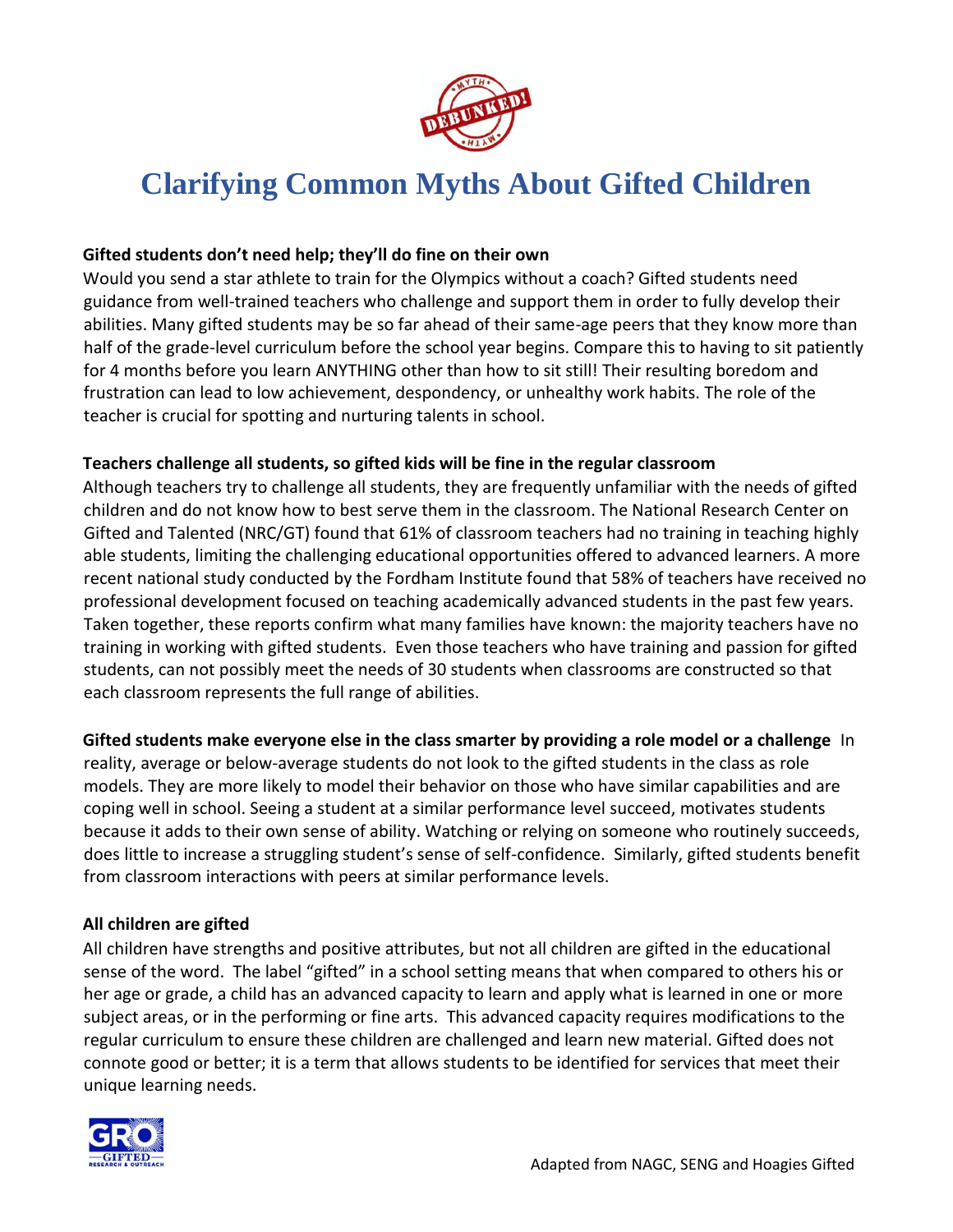# Clarifying Common Myths About Gifted Children

**Gifted students don't need help; they'll do fine on their own**

Would you send a star athlete to train for the Olympics without a coach? Gifted students need guidance from well-trained teachers who challenge and support them in order to fully develop their abilities. Many gifted students may be so far ahead of their same-age peers that they know more than half of the grade-level curriculum before the school year begins. Compare this to having to sit patiently for 4 months before you learn ANYTHING other than how to sit still! Their resulting boredom and frustration can lead to low achievement, despondency, or unhealthy work habits. The role of the teacher is crucial for spotting and nurturing talents in school.

**Teachers challenge all students, so gifted kids will be fine in the regular classroom**

Although teachers try to challenge all students, they are frequently unfamiliar with the needs of gifted children and do not know how to best serve them in the classroom. The National Research Center on Gifted and Talented (NRC/GT) found that 61% of classroom teachers had no training in teaching highly able students, limiting the challenging educational opportunities offered to advanced learners. A more recent national study conducted by the Fordham Institute found that 58% of teachers have received no professional development focused on teaching academically advanced students in the past few years. Taken together, these reports confirm what many families have known: the majority teachers have no training in working with gifted students. Even those teachers who have training and passion for gifted students, can not possibly meet the needs of 30 students when classrooms are constructed so that each classroom represents the full range of abilities.

**Gifted students make everyone else in the class smarter by providing a role model or a challenge** In reality, average or below-average students do not look to the gifted students in the class as role models. They are more likely to model their behavior on those who have similar capabilities and are coping well in school. Seeing a student at a similar performance level succeed, motivates students because it adds to their own sense of ability. Watching or relying on someone who routinely succeeds, does little to increase a struggling student's sense of self-confidence. Similarly, gifted students benefit from classroom interactions with peers at similar performance levels.

**All children are gifted**

All children have strengths and positive attributes, but not all children are gifted in the educational sense of the word. The label "gifted" in a school setting means that when compared to others his or her age or grade, a child has an advanced capacity to learn and apply what is learned in one or more subject areas, or in the performing or fine arts. This advanced capacity requires modifications to the regular curriculum to ensure these children are challenged and learn new material. Gifted does not connote good or better; it is a term that allows students to be identified for services that meet their unique learning needs.

Adapted from NAGC, SENG and Hoagies Gifted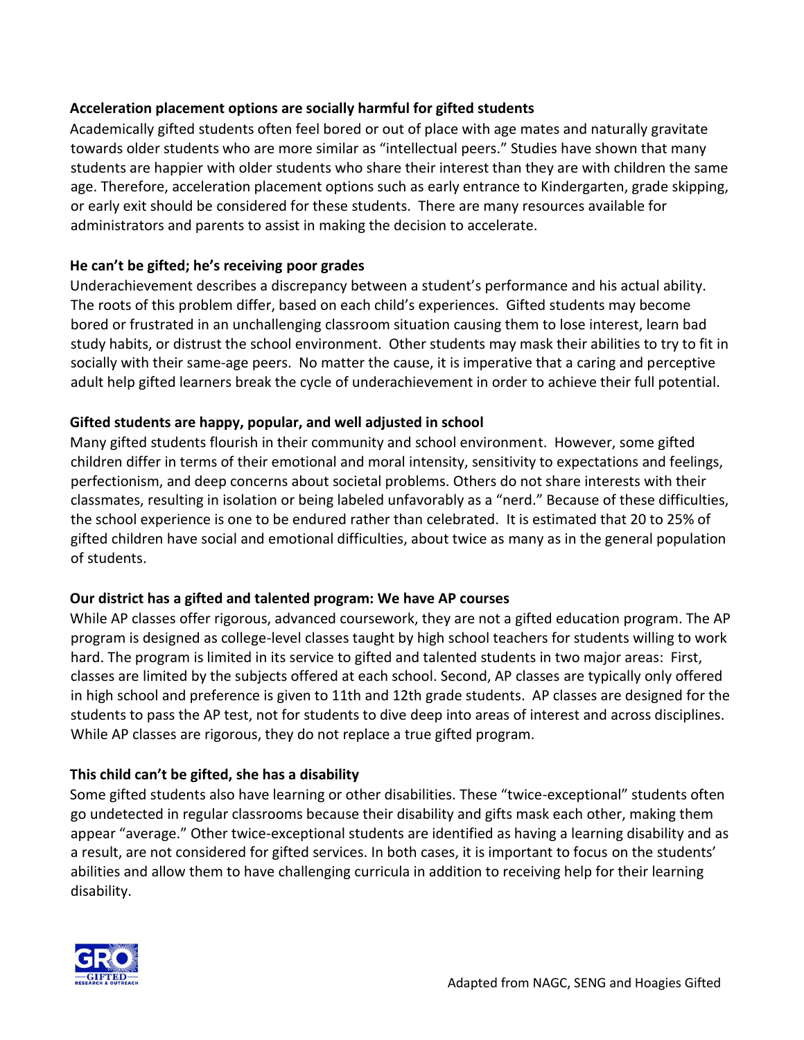**Acceleration placement options are socially harmful for gifted students**

Academically gifted students often feel bored or out of place with age mates and naturally gravitate towards older students who are more similar as "intellectual peers." Studies have shown that many students are happier with older students who share their interest than they are with children the same age. Therefore, acceleration placement options such as early entrance to Kindergarten, grade skipping, or early exit should be considered for these students. There are many resources available for administrators and parents to assist in making the decision to accelerate.

**He can't be gifted; he's receiving poor grades**

Underachievement describes a discrepancy between a student's performance and his actual ability. The roots of this problem differ, based on each child's experiences. Gifted students may become bored or frustrated in an unchallenging classroom situation causing them to lose interest, learn bad study habits, or distrust the school environment. Other students may mask their abilities to try to fit in socially with their same-age peers. No matter the cause, it is imperative that a caring and perceptive adult help gifted learners break the cycle of underachievement in order to achieve their full potential.

**Gifted students are happy, popular, and well adjusted in school**

Many gifted students flourish in their community and school environment. However, some gifted children differ in terms of their emotional and moral intensity, sensitivity to expectations and feelings, perfectionism, and deep concerns about societal problems. Others do not share interests with their classmates, resulting in isolation or being labeled unfavorably as a "nerd." Because of these difficulties, the school experience is one to be endured rather than celebrated. It is estimated that 20 to 25% of gifted children have social and emotional difficulties, about twice as many as in the general population of students.

**Our district has a gifted and talented program: We have AP courses**

While AP classes offer rigorous, advanced coursework, they are not a gifted education program. The AP program is designed as college-level classes taught by high school teachers for students willing to work hard. The program is limited in its service to gifted and talented students in two major areas: First, classes are limited by the subjects offered at each school. Second, AP classes are typically only offered in high school and preference is given to 11th and 12th grade students. AP classes are designed for the students to pass the AP test, not for students to dive deep into areas of interest and across disciplines. While AP classes are rigorous, they do not replace a true gifted program.

**This child can't be gifted, she has a disability**

Some gifted students also have learning or other disabilities. These "twice-exceptional" students often go undetected in regular classrooms because their disability and gifts mask each other, making them appear "average." Other twice-exceptional students are identified as having a learning disability and as a result, are not considered for gifted services. In both cases, it is important to focus on the students' abilities and allow them to have challenging curricula in addition to receiving help for their learning disability.

Adapted from NAGC, SENG and Hoagies Gifted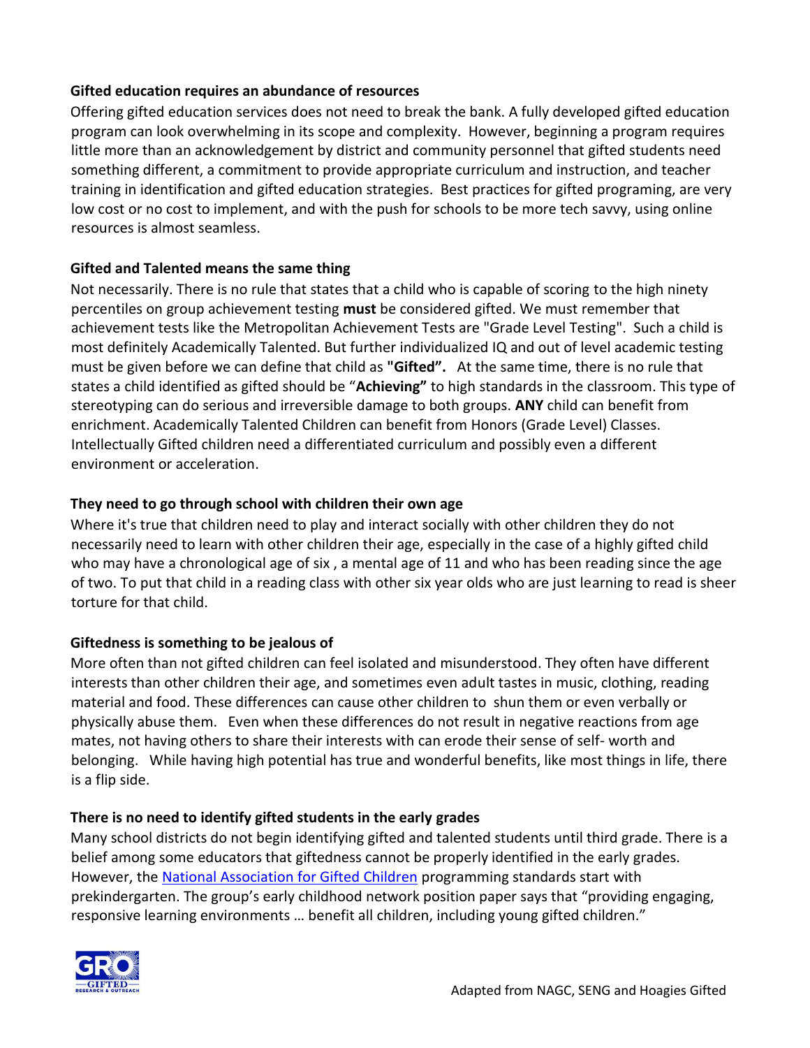**Gifted education requires an abundance of resources**

Offering gifted education services does not need to break the bank. A fully developed gifted education program can look overwhelming in its scope and complexity. However, beginning a program requires little more than an acknowledgement by district and community personnel that gifted students need something different, a commitment to provide appropriate curriculum and instruction, and teacher training in identification and gifted education strategies. Best practices for gifted programing, are very low cost or no cost to implement, and with the push for schools to be more tech savvy, using online resources is almost seamless.

**Gifted and Talented means the same thing**

Not necessarily. There is no rule that states that a child who is capable of scoring to the high ninety percentiles on group achievement testing **must** be considered gifted. We must remember that achievement tests like the Metropolitan Achievement Tests are "Grade Level Testing". Such a child is most definitely Academically Talented. But further individualized IQ and out of level academic testing must be given before we can define that child as **"Gifted".** At the same time, there is no rule that states a child identified as gifted should be "**Achieving"** to high standards in the classroom. This type of stereotyping can do serious and irreversible damage to both groups. **ANY** child can benefit from enrichment. Academically Talented Children can benefit from Honors (Grade Level) Classes. Intellectually Gifted children need a differentiated curriculum and possibly even a different environment or acceleration.

**They need to go through school with children their own age**

Where it's true that children need to play and interact socially with other children they do not necessarily need to learn with other children their age, especially in the case of a highly gifted child who may have a chronological age of six , a mental age of 11 and who has been reading since the age of two. To put that child in a reading class with other six year olds who are just learning to read is sheer torture for that child.

**Giftedness is something to be jealous of**

More often than not gifted children can feel isolated and misunderstood. They often have different interests than other children their age, and sometimes even adult tastes in music, clothing, reading material and food. These differences can cause other children to shun them or even verbally or physically abuse them. Even when these differences do not result in negative reactions from age mates, not having others to share their interests with can erode their sense of self- worth and belonging. While having high potential has true and wonderful benefits, like most things in life, there is a flip side.

**There is no need to identify gifted students in the early grades**

Many school districts do not begin identifying gifted and talented students until third grade. There is a belief among some educators that giftedness cannot be properly identified in the early grades. However, the National Association for Gifted Children programming standards start with prekindergarten. The group's early childhood network position paper says that "providing engaging, responsive learning environments … benefit all children, including young gifted children."

Adapted from NAGC, SENG and Hoagies Gifted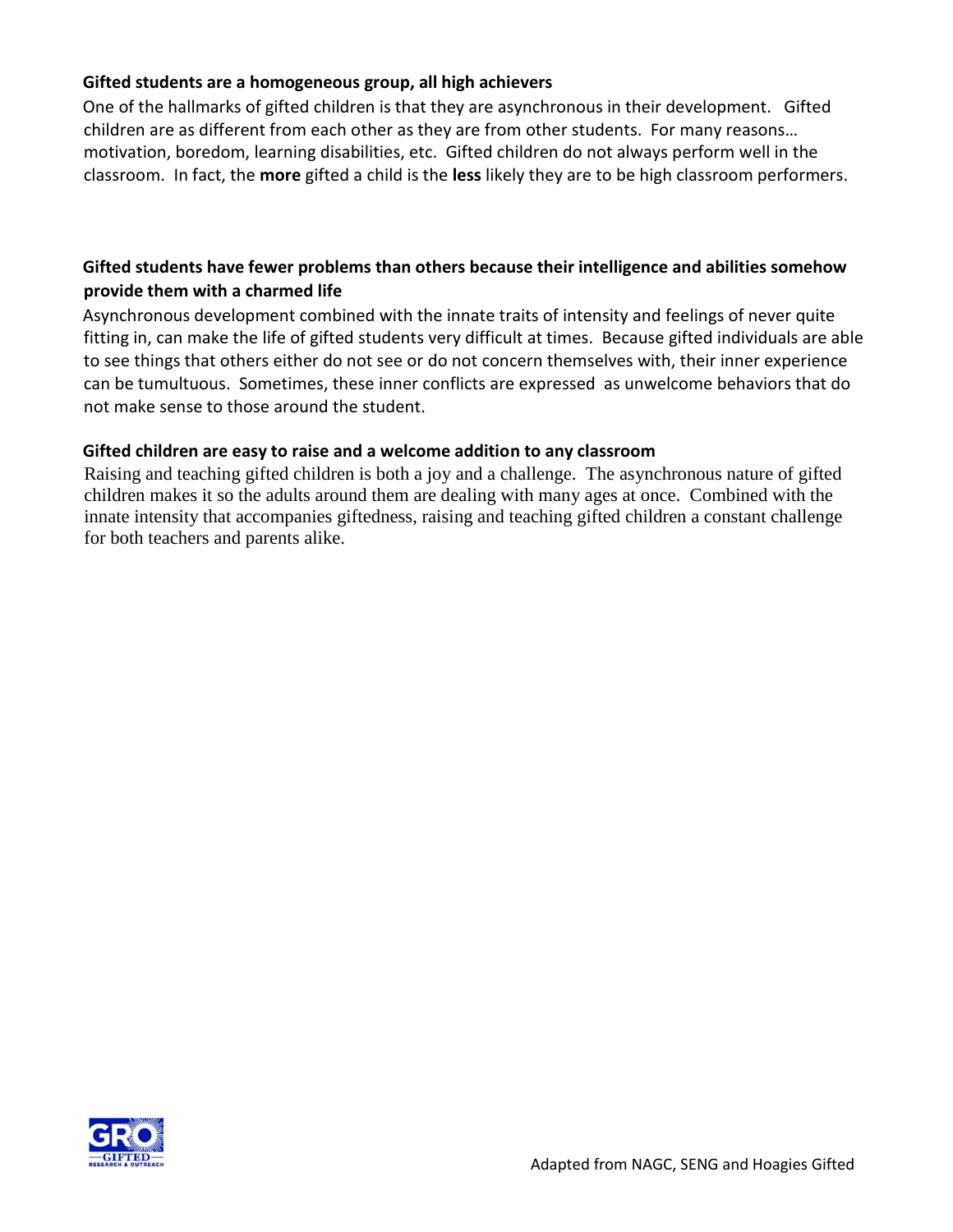**Gifted students are a homogeneous group, all high achievers**

One of the hallmarks of gifted children is that they are asynchronous in their development. Gifted children are as different from each other as they are from other students. For many reasons… motivation, boredom, learning disabilities, etc. Gifted children do not always perform well in the classroom. In fact, the **more** gifted a child is the **less** likely they are to be high classroom performers.

**Gifted students have fewer problems than others because their intelligence and abilities somehow provide them with a charmed life**

Asynchronous development combined with the innate traits of intensity and feelings of never quite fitting in, can make the life of gifted students very difficult at times. Because gifted individuals are able to see things that others either do not see or do not concern themselves with, their inner experience can be tumultuous. Sometimes, these inner conflicts are expressed as unwelcome behaviors that do not make sense to those around the student.

**Gifted children are easy to raise and a welcome addition to any classroom**

Raising and teaching gifted children is both a joy and a challenge. The asynchronous nature of gifted children makes it so the adults around them are dealing with many ages at once. Combined with the innate intensity that accompanies giftedness, raising and teaching gifted children a constant challenge for both teachers and parents alike.

GRO GIFTED RESEARCH & OUTREACH

Adapted from NAGC, SENG and Hoagies Gifted